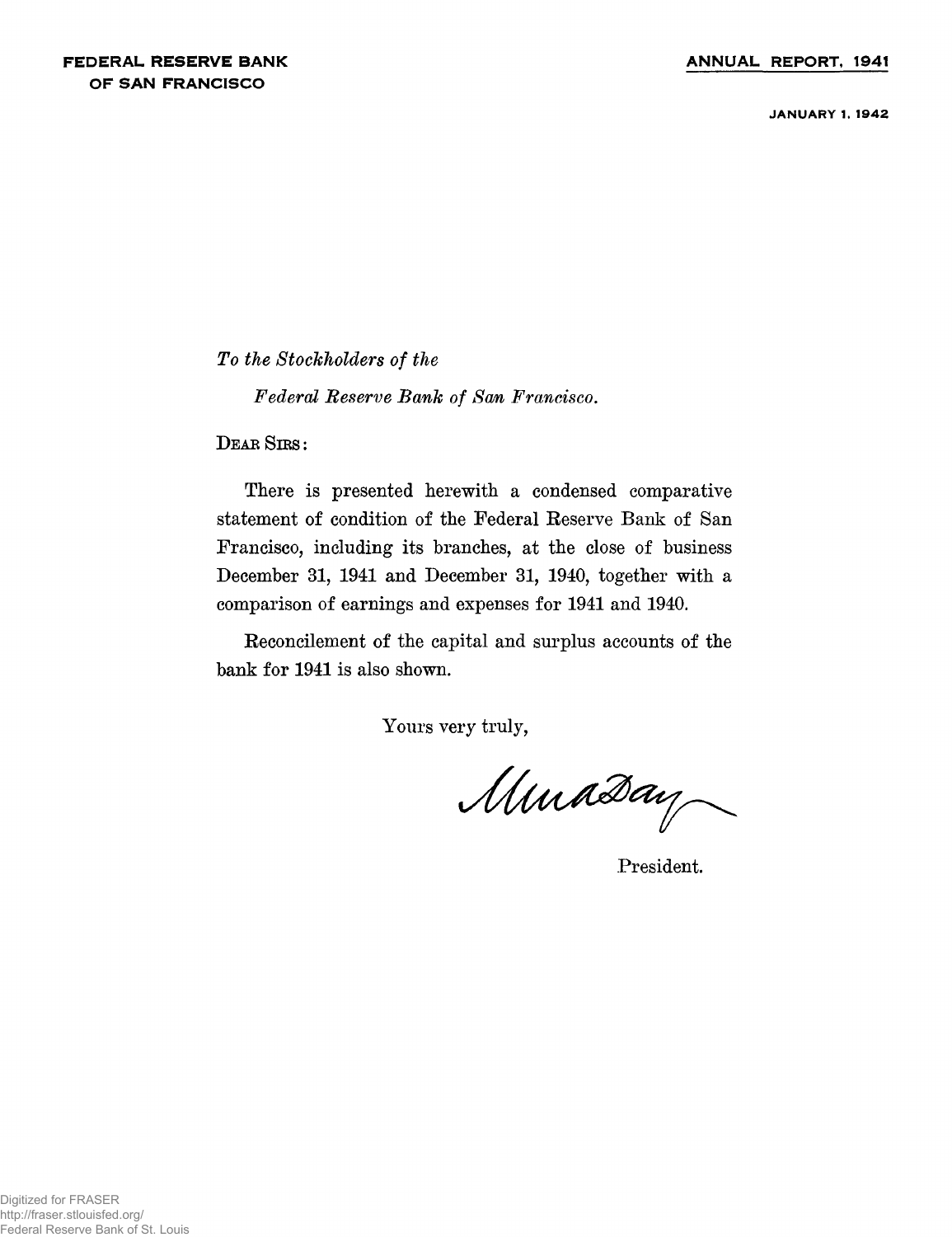**FEDERAL RESERVE BANK OF SAN FRANCISCO**

**ANNUAL REPORT, 1941**

**JANUARY 1, 1942**

*To the Stockholders of the*

*Federal Reserve Bank of San Francisco.*

DEAR SIRS:

There is presented herewith a condensed comparative statement of condition of the Federal Reserve Bank of San Francisco, including its branches, at the close of business December 31, 1941 and December 31, 1940, together with a comparison of earnings and expenses for 1941 and 1940.

Reconcilement of the capital and surplus accounts of the bank for 1941 is also shown.

Yours very truly,

Wm A Day

President.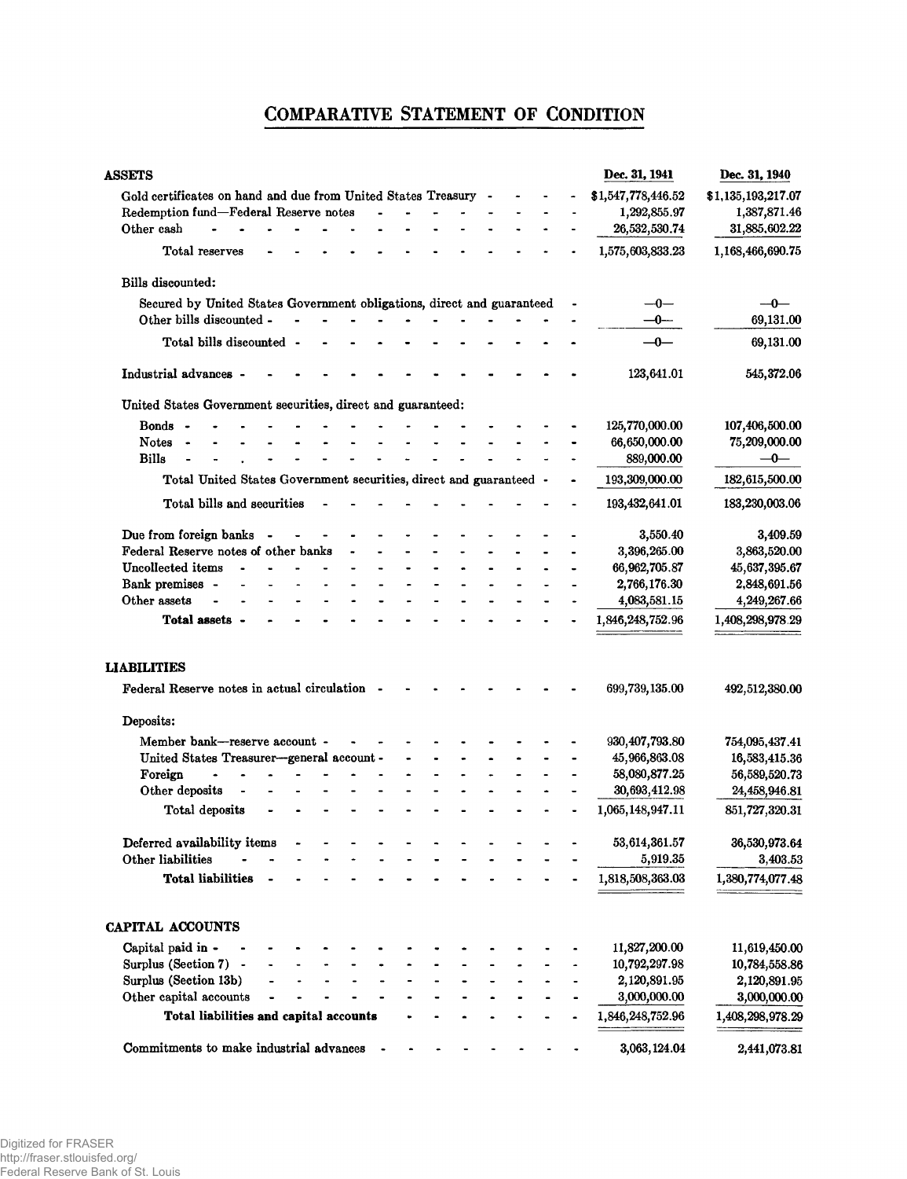# COMPARATIVE STATEMENT OF CONDITION

| ASSETS | Dec. 31, 1941 | Dec. 31, 1940 |
|---|---|---|
| Gold certificates on hand and due from United States Treasury | $1,547,778,446.52 | $1,135,193,217.07 |
| Redemption fund—Federal Reserve notes | 1,292,855.97 | 1,387,871.46 |
| Other cash | 26,532,530.74 | 31,885,602.22 |
| Total reserves | 1,575,603,833.23 | 1,168,466,690.75 |
| Bills discounted: | | |
| Secured by United States Government obligations, direct and guaranteed | —0— | —0— |
| Other bills discounted | —0— | 69,131.00 |
| Total bills discounted | —0— | 69,131.00 |
| Industrial advances | 123,641.01 | 545,372.06 |
| United States Government securities, direct and guaranteed: | | |
| Bonds | 125,770,000.00 | 107,406,500.00 |
| Notes | 66,650,000.00 | 75,209,000.00 |
| Bills | 889,000.00 | —0— |
| Total United States Government securities, direct and guaranteed | 193,309,000.00 | 182,615,500.00 |
| Total bills and securities | 193,432,641.01 | 183,230,003.06 |
| Due from foreign banks | 3,550.40 | 3,409.59 |
| Federal Reserve notes of other banks | 3,396,265.00 | 3,863,520.00 |
| Uncollected items | 66,962,705.87 | 45,637,395.67 |
| Bank premises | 2,766,176.30 | 2,848,691.56 |
| Other assets | 4,083,581.15 | 4,249,267.66 |
| **Total assets** | 1,846,248,752.96 | 1,408,298,978.29 |

| LIABILITIES | Dec. 31, 1941 | Dec. 31, 1940 |
|---|---|---|
| Federal Reserve notes in actual circulation | 699,739,135.00 | 492,512,380.00 |
| Deposits: | | |
| Member bank—reserve account | 930,407,793.80 | 754,095,437.41 |
| United States Treasurer—general account | 45,966,863.08 | 16,583,415.36 |
| Foreign | 58,080,877.25 | 56,589,520.73 |
| Other deposits | 30,693,412.98 | 24,458,946.81 |
| Total deposits | 1,065,148,947.11 | 851,727,320.31 |
| Deferred availability items | 53,614,361.57 | 36,530,973.64 |
| Other liabilities | 5,919.35 | 3,403.53 |
| **Total liabilities** | 1,818,508,363.03 | 1,380,774,077.48 |

| CAPITAL ACCOUNTS | Dec. 31, 1941 | Dec. 31, 1940 |
|---|---|---|
| Capital paid in | 11,827,200.00 | 11,619,450.00 |
| Surplus (Section 7) | 10,792,297.98 | 10,784,558.86 |
| Surplus (Section 13b) | 2,120,891.95 | 2,120,891.95 |
| Other capital accounts | 3,000,000.00 | 3,000,000.00 |
| **Total liabilities and capital accounts** | 1,846,248,752.96 | 1,408,298,978.29 |
| Commitments to make industrial advances | 3,063,124.04 | 2,441,073.81 |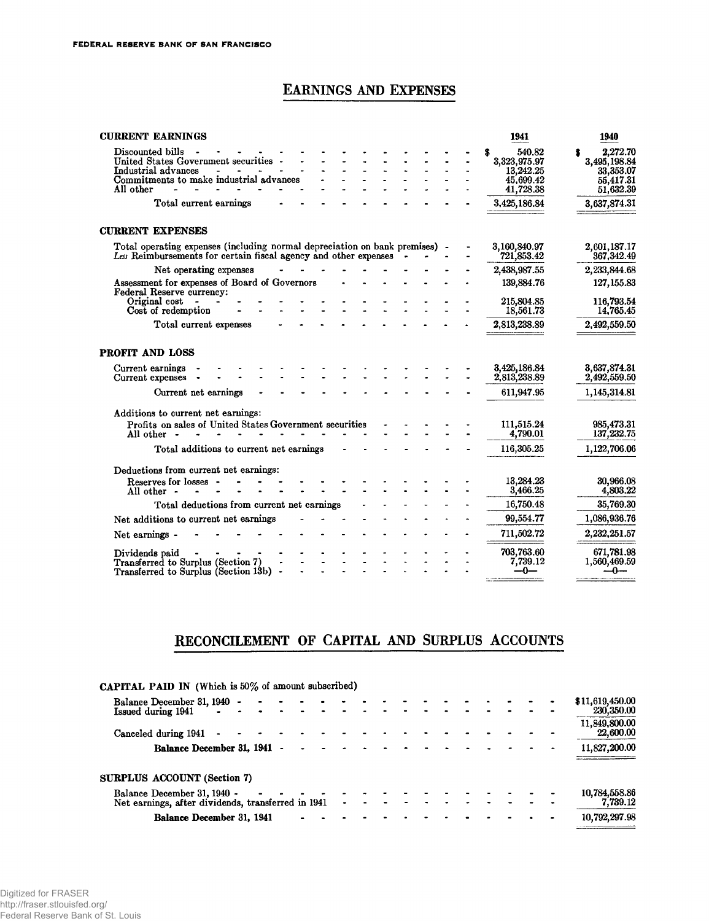## Earnings and Expenses

| CURRENT EARNINGS | 1941 | 1940 |
|---|---|---|
| Discounted bills | $ 540.82 | $ 2,272.70 |
| United States Government securities | 3,323,975.97 | 3,495,198.84 |
| Industrial advances | 13,242.25 | 33,353.07 |
| Commitments to make industrial advances | 45,699.42 | 55,417.31 |
| All other | 41,728.38 | 51,632.39 |
| Total current earnings | 3,425,186.84 | 3,637,874.31 |
| **CURRENT EXPENSES** | | |
| Total operating expenses (including normal depreciation on bank premises) | 3,160,840.97 | 2,601,187.17 |
| *Less* Reimbursements for certain fiscal agency and other expenses | 721,853.42 | 367,342.49 |
| Net operating expenses | 2,438,987.55 | 2,233,844.68 |
| Assessment for expenses of Board of Governors | 139,884.76 | 127,155.83 |
| Federal Reserve currency: | | |
| Original cost | 215,804.85 | 116,793.54 |
| Cost of redemption | 18,561.73 | 14,765.45 |
| Total current expenses | 2,813,238.89 | 2,492,559.50 |
| **PROFIT AND LOSS** | | |
| Current earnings | 3,425,186.84 | 3,637,874.31 |
| Current expenses | 2,813,238.89 | 2,492,559.50 |
| Current net earnings | 611,947.95 | 1,145,314.81 |
| Additions to current net earnings: | | |
| Profits on sales of United States Government securities | 111,515.24 | 985,473.31 |
| All other | 4,790.01 | 137,232.75 |
| Total additions to current net earnings | 116,305.25 | 1,122,706.06 |
| Deductions from current net earnings: | | |
| Reserves for losses | 13,284.23 | 30,966.08 |
| All other | 3,466.25 | 4,803.22 |
| Total deductions from current net earnings | 16,750.48 | 35,769.30 |
| Net additions to current net earnings | 99,554.77 | 1,086,936.76 |
| Net earnings | 711,502.72 | 2,232,251.57 |
| Dividends paid | 703,763.60 | 671,781.98 |
| Transferred to Surplus (Section 7) | 7,739.12 | 1,560,469.59 |
| Transferred to Surplus (Section 13b) | —0— | —0— |

## Reconcilement of Capital and Surplus Accounts

| CAPITAL PAID IN (Which is 50% of amount subscribed) | |
|---|---|
| Balance December 31, 1940 | $11,619,450.00 |
| Issued during 1941 | 230,350.00 |
| | 11,849,800.00 |
| Canceled during 1941 | 22,600.00 |
| **Balance December 31, 1941** | 11,827,200.00 |

| SURPLUS ACCOUNT (Section 7) | |
|---|---|
| Balance December 31, 1940 | 10,784,558.86 |
| Net earnings, after dividends, transferred in 1941 | 7,739.12 |
| **Balance December 31, 1941** | 10,792,297.98 |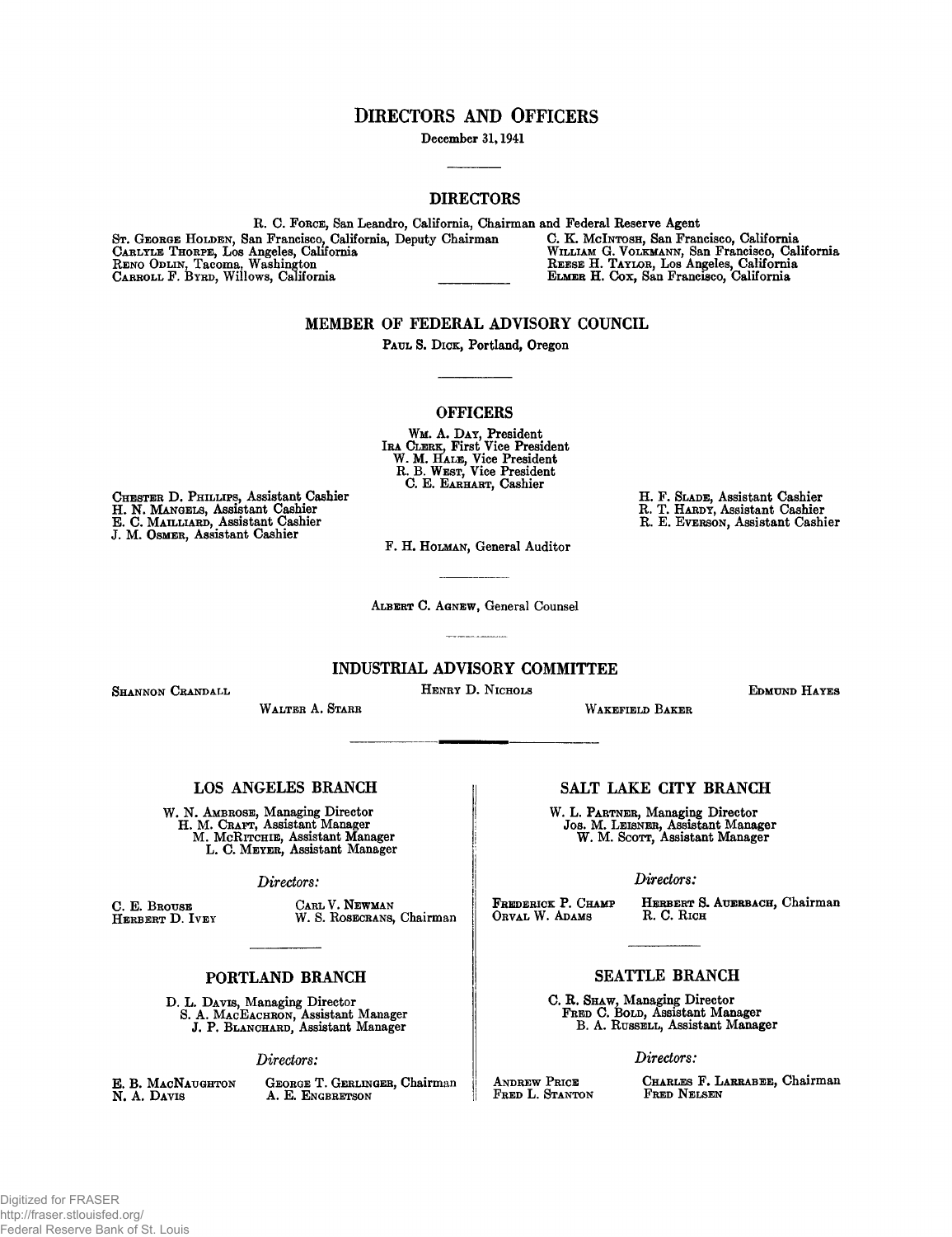# DIRECTORS AND OFFICERS

December 31, 1941

## DIRECTORS

R. C. Force, San Leandro, California, Chairman and Federal Reserve Agent

St. George Holden, San Francisco, California, Deputy Chairman
Carlyle Thorpe, Los Angeles, California
Reno Odlin, Tacoma, Washington
Carroll F. Byrd, Willows, California

C. K. McIntosh, San Francisco, California
William G. Volkmann, San Francisco, California
Reese H. Taylor, Los Angeles, California
Elmer H. Cox, San Francisco, California

## MEMBER OF FEDERAL ADVISORY COUNCIL

Paul S. Dick, Portland, Oregon

## OFFICERS

Wm. A. Day, President
Ira Clerk, First Vice President
W. M. Hale, Vice President
R. B. West, Vice President
C. E. Earhart, Cashier

Chester D. Phillips, Assistant Cashier
H. N. Mangels, Assistant Cashier
E. C. Mailliard, Assistant Cashier
J. M. Osmer, Assistant Cashier

H. F. Slade, Assistant Cashier
R. T. Hardy, Assistant Cashier
R. E. Everson, Assistant Cashier

F. H. Holman, General Auditor

Albert C. Agnew, General Counsel

## INDUSTRIAL ADVISORY COMMITTEE

Shannon Crandall
Henry D. Nichols
Edmund Hayes
Walter A. Starr
Wakefield Baker

## LOS ANGELES BRANCH

W. N. Ambrose, Managing Director
H. M. Craft, Assistant Manager
M. McRitchie, Assistant Manager
L. C. Meyer, Assistant Manager

*Directors:*

C. E. Brouse
Herbert D. Ivey
Carl V. Newman
W. S. Rosecrans, Chairman

## PORTLAND BRANCH

D. L. Davis, Managing Director
S. A. MacEachron, Assistant Manager
J. P. Blanchard, Assistant Manager

*Directors:*

E. B. MacNaughton
N. A. Davis
George T. Gerlinger, Chairman
A. E. Engbretson

## SALT LAKE CITY BRANCH

W. L. Partner, Managing Director
Jos. M. Leisner, Assistant Manager
W. M. Scott, Assistant Manager

*Directors:*

Frederick P. Champ
Orval W. Adams
Herbert S. Auerbach, Chairman
R. C. Rich

## SEATTLE BRANCH

C. R. Shaw, Managing Director
Fred C. Bold, Assistant Manager
B. A. Russell, Assistant Manager

*Directors:*

Andrew Price
Fred L. Stanton
Charles F. Larrabee, Chairman
Fred Nelsen